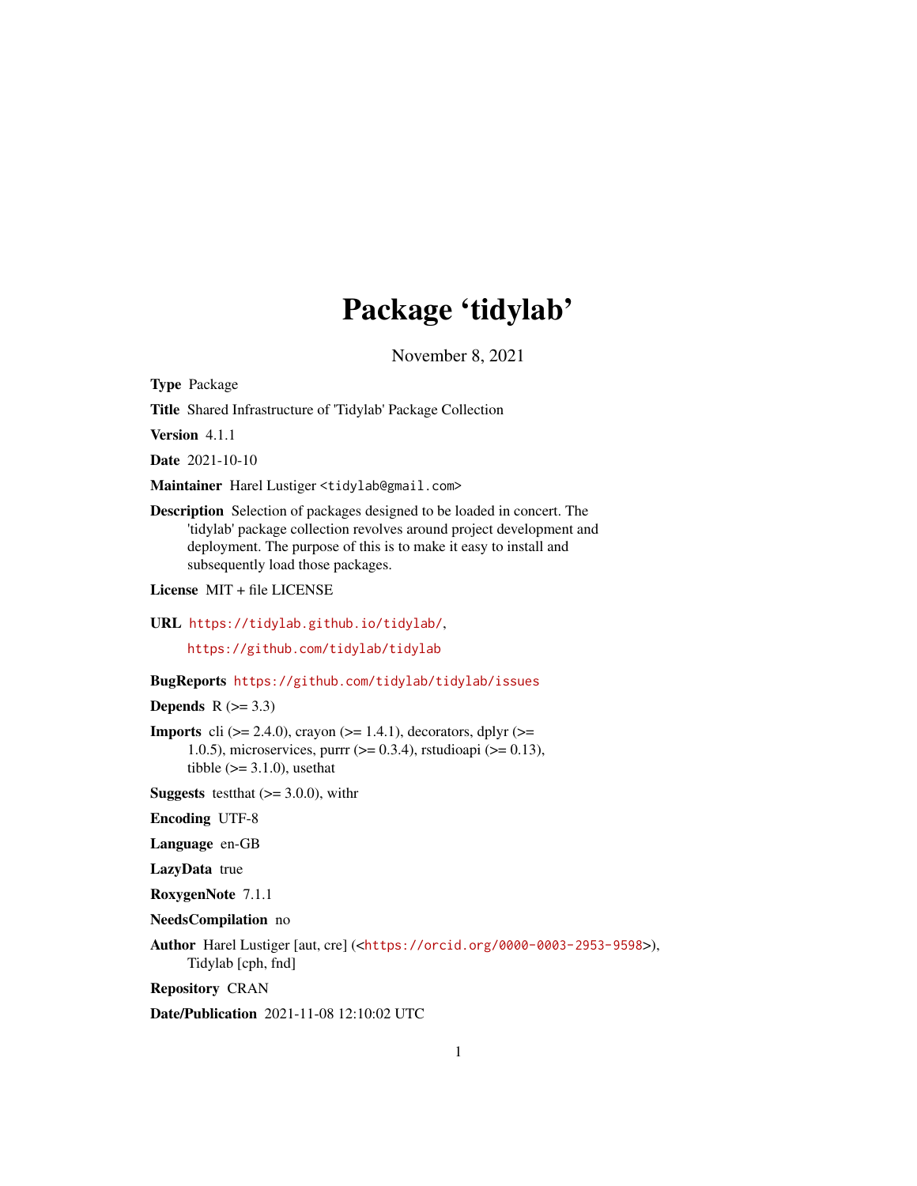# Package 'tidylab'

November 8, 2021

**Type** Package

**Title** Shared Infrastructure of 'Tidylab' Package Collection

**Version** 4.1.1

**Date** 2021-10-10

**Maintainer** Harel Lustiger <tidylab@gmail.com>

**Description** Selection of packages designed to be loaded in concert. The 'tidylab' package collection revolves around project development and deployment. The purpose of this is to make it easy to install and subsequently load those packages.

**License** MIT + file LICENSE

**URL** https://tidylab.github.io/tidylab/, https://github.com/tidylab/tidylab

**BugReports** https://github.com/tidylab/tidylab/issues

**Depends** R (>= 3.3)

**Imports** cli (>= 2.4.0), crayon (>= 1.4.1), decorators, dplyr (>= 1.0.5), microservices, purrr (>= 0.3.4), rstudioapi (>= 0.13), tibble (>= 3.1.0), usethis

**Suggests** testthat (>= 3.0.0), withr

**Encoding** UTF-8

**Language** en-GB

**LazyData** true

**RoxygenNote** 7.1.1

**NeedsCompilation** no

**Author** Harel Lustiger [aut, cre] (<https://orcid.org/0000-0003-2953-9598>), Tidylab [cph, fnd]

**Repository** CRAN

**Date/Publication** 2021-11-08 12:10:02 UTC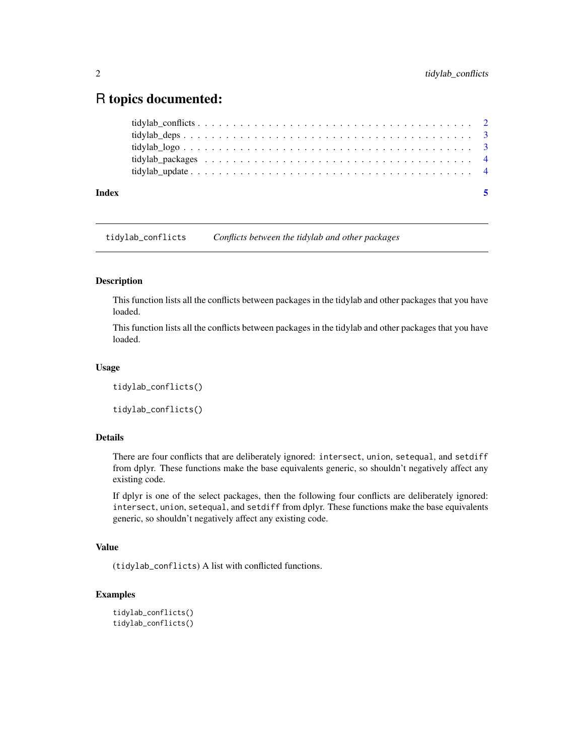# R topics documented:

- tidylab_conflicts . . . . . . . . . . . . . . . . . . . . . . . . . . . . . . . . . . . . 2
- tidylab_deps . . . . . . . . . . . . . . . . . . . . . . . . . . . . . . . . . . . . . . 3
- tidylab_logo . . . . . . . . . . . . . . . . . . . . . . . . . . . . . . . . . . . . . . 3
- tidylab_packages . . . . . . . . . . . . . . . . . . . . . . . . . . . . . . . . . . . . 4
- tidylab_update . . . . . . . . . . . . . . . . . . . . . . . . . . . . . . . . . . . . . 4

**Index** **5**

---

`tidylab_conflicts` *Conflicts between the tidylab and other packages*

---

### Description

This function lists all the conflicts between packages in the tidylab and other packages that you have loaded.

This function lists all the conflicts between packages in the tidylab and other packages that you have loaded.

### Usage

```
tidylab_conflicts()

tidylab_conflicts()
```

### Details

There are four conflicts that are deliberately ignored: `intersect`, `union`, `setequal`, and `setdiff` from dplyr. These functions make the base equivalents generic, so shouldn't negatively affect any existing code.

If dplyr is one of the select packages, then the following four conflicts are deliberately ignored: `intersect`, `union`, `setequal`, and `setdiff` from dplyr. These functions make the base equivalents generic, so shouldn't negatively affect any existing code.

### Value

(`tidylab_conflicts`) A list with conflicted functions.

### Examples

```
tidylab_conflicts()
tidylab_conflicts()
```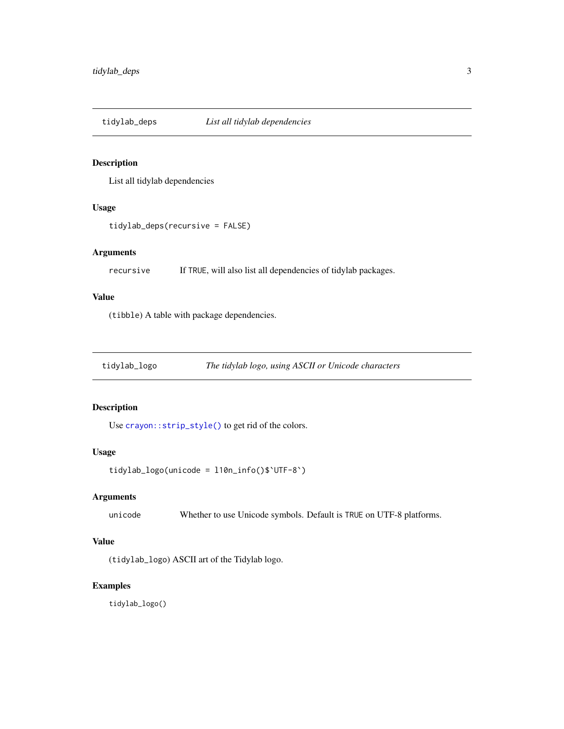## tidylab_deps — *List all tidylab dependencies*

### Description

List all tidylab dependencies

### Usage

```
tidylab_deps(recursive = FALSE)
```

### Arguments

| | |
|---|---|
| `recursive` | If `TRUE`, will also list all dependencies of tidylab packages. |

### Value

(`tibble`) A table with package dependencies.

## tidylab_logo — *The tidylab logo, using ASCII or Unicode characters*

### Description

Use `crayon::strip_style()` to get rid of the colors.

### Usage

```
tidylab_logo(unicode = l10n_info()$`UTF-8`)
```

### Arguments

| | |
|---|---|
| `unicode` | Whether to use Unicode symbols. Default is `TRUE` on UTF-8 platforms. |

### Value

(`tidylab_logo`) ASCII art of the Tidylab logo.

### Examples

```
tidylab_logo()
```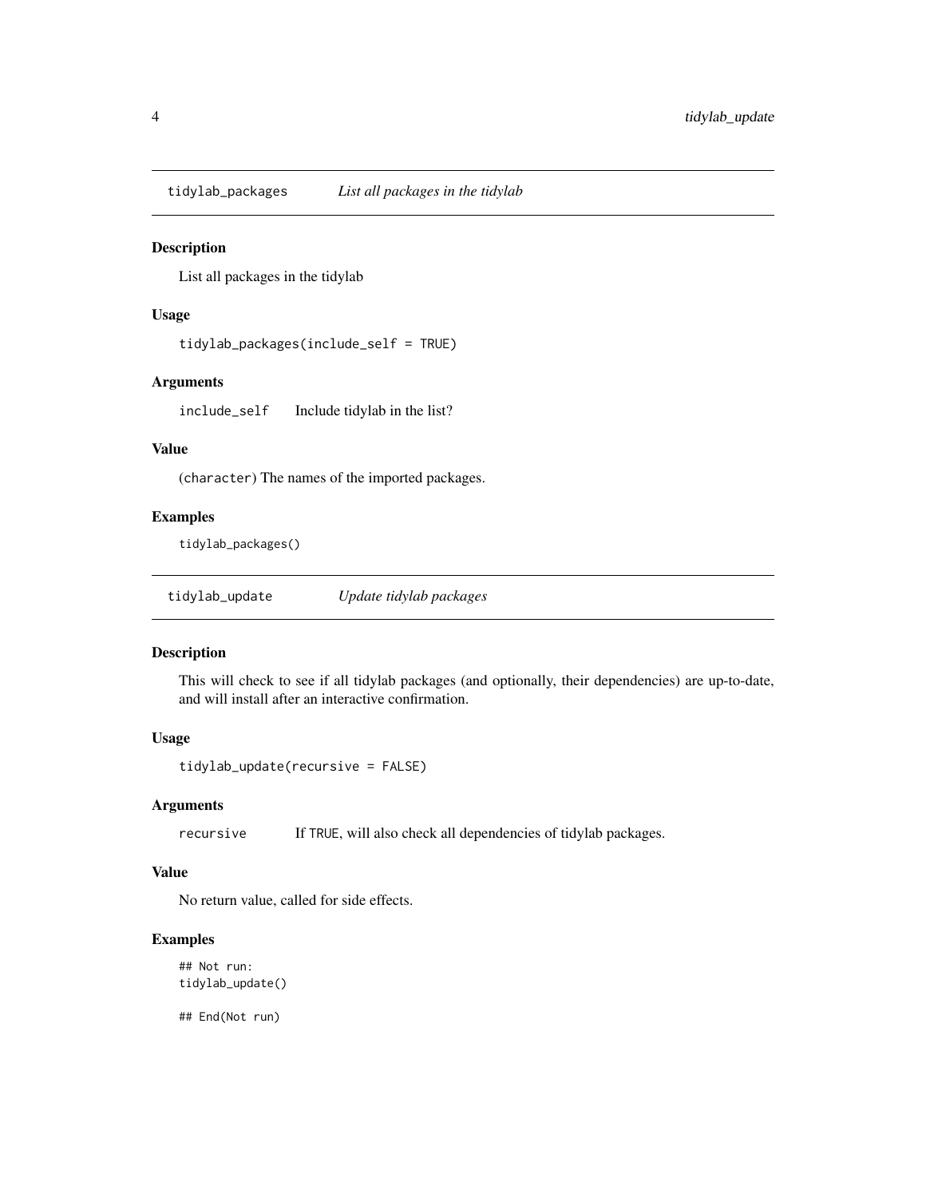## tidylab_packages    *List all packages in the tidylab*

### Description

List all packages in the tidylab

### Usage

```
tidylab_packages(include_self = TRUE)
```

### Arguments

`include_self`    Include tidylab in the list?

### Value

(`character`) The names of the imported packages.

### Examples

```
tidylab_packages()
```

## tidylab_update    *Update tidylab packages*

### Description

This will check to see if all tidylab packages (and optionally, their dependencies) are up-to-date, and will install after an interactive confirmation.

### Usage

```
tidylab_update(recursive = FALSE)
```

### Arguments

`recursive`    If `TRUE`, will also check all dependencies of tidylab packages.

### Value

No return value, called for side effects.

### Examples

```
## Not run:
tidylab_update()

## End(Not run)
```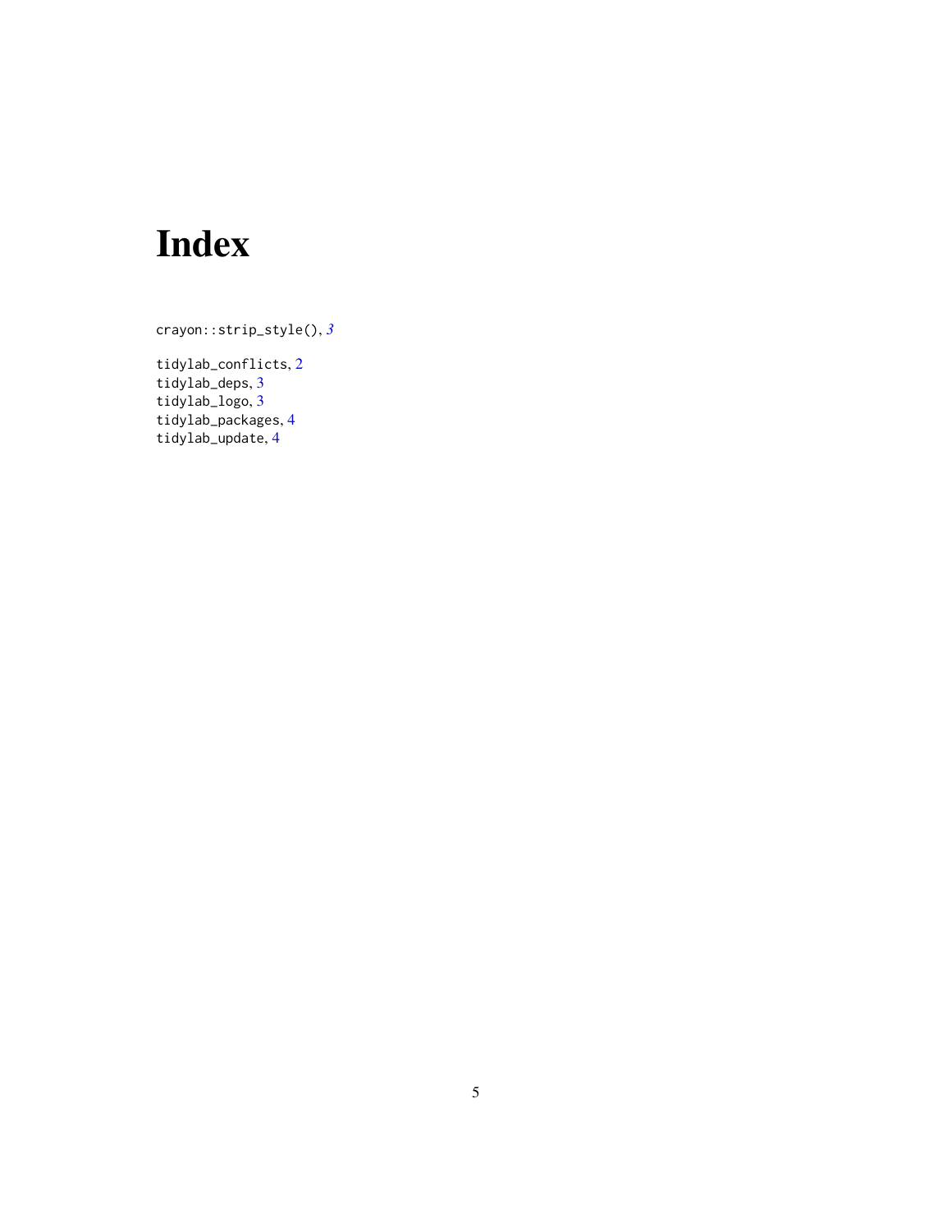# Index

crayon::strip_style(), *3*

tidylab_conflicts, 2
tidylab_deps, 3
tidylab_logo, 3
tidylab_packages, 4
tidylab_update, 4